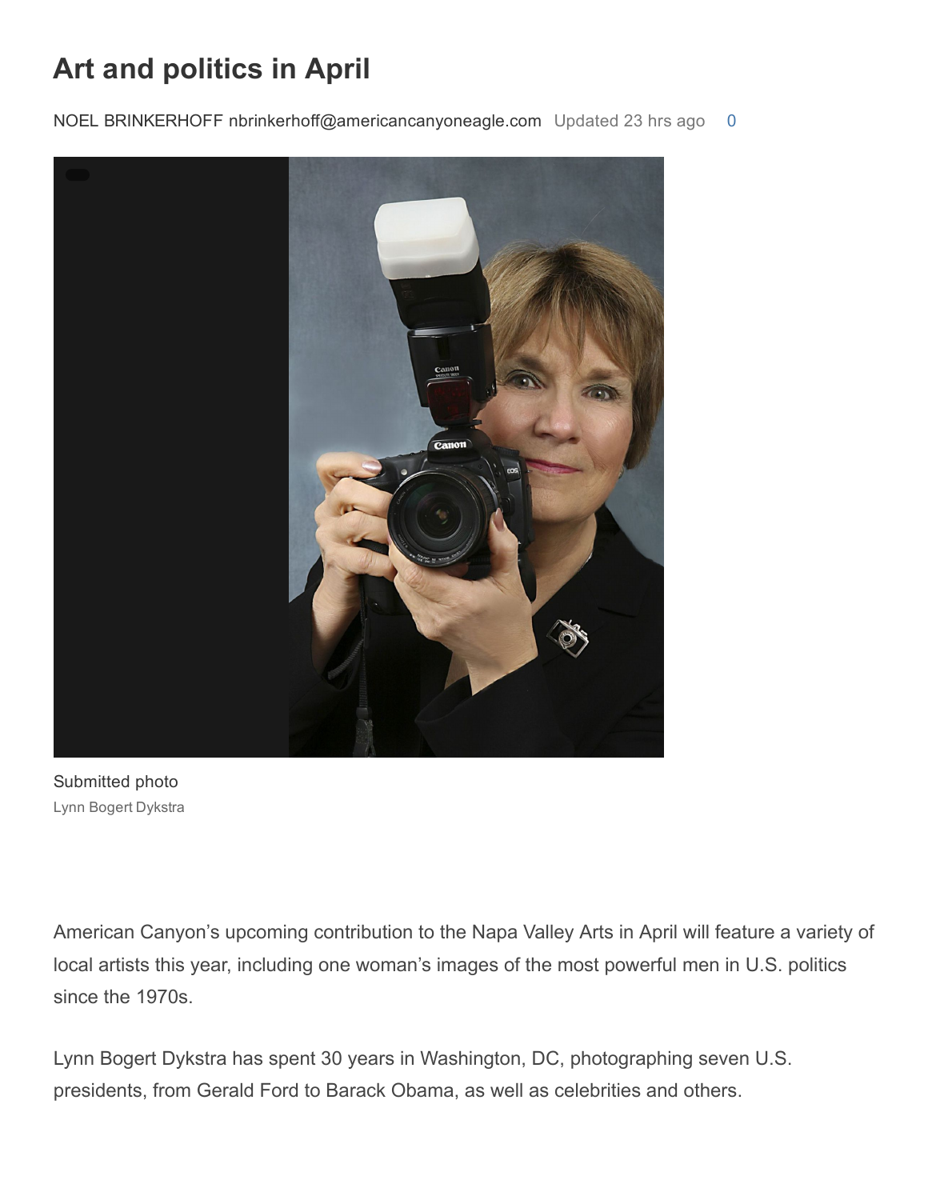# Art and politics in April

NOEL BRINKERHOFF nbrinkerhoff@americancanyoneagle.com Updated 23 hrs ago 0

Submitted photo

Lynn Bogert Dykstra

American Canyon's upcoming contribution to the Napa Valley Arts in April will feature a variety of local artists this year, including one woman's images of the most powerful men in U.S. politics since the 1970s.

Lynn Bogert Dykstra has spent 30 years in Washington, DC, photographing seven U.S. presidents, from Gerald Ford to Barack Obama, as well as celebrities and others.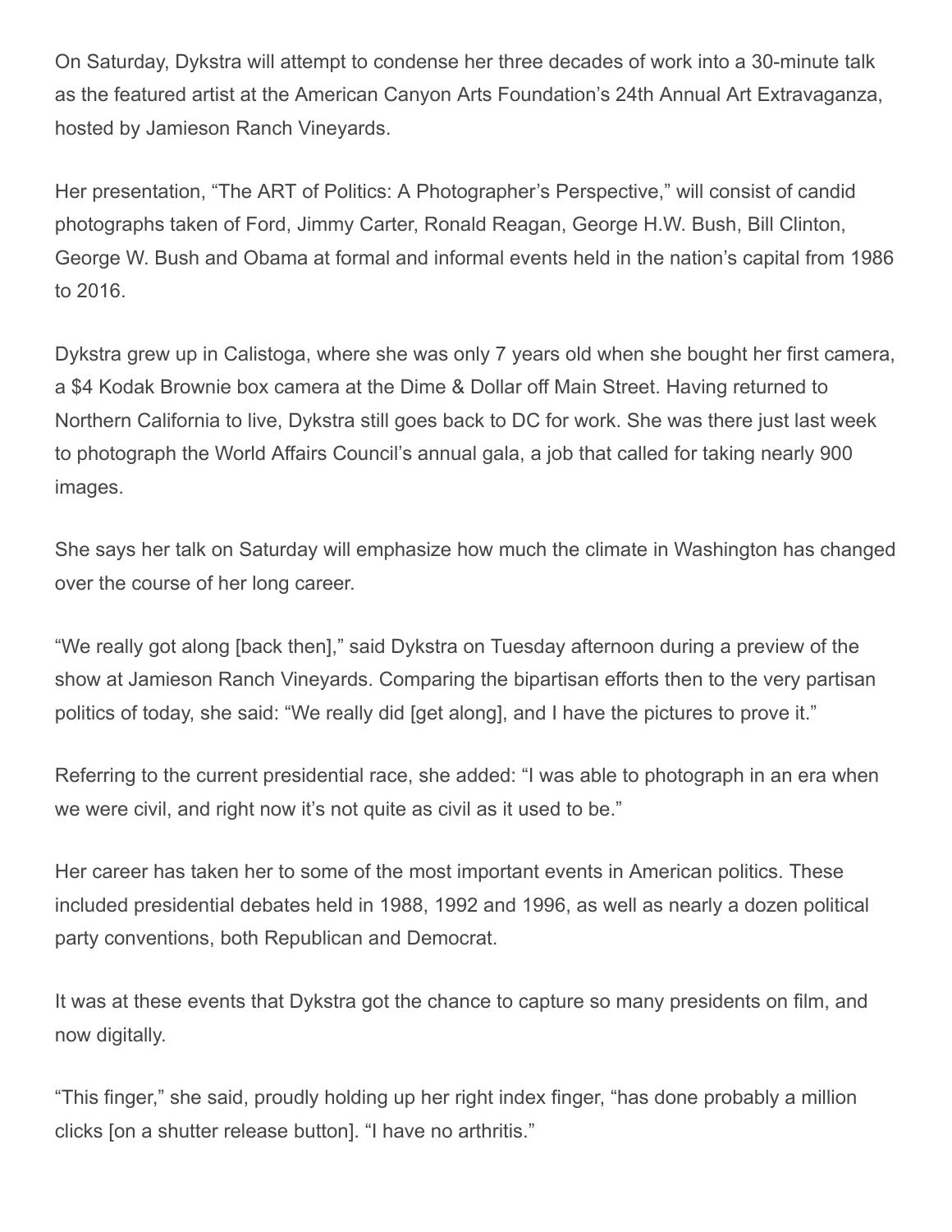On Saturday, Dykstra will attempt to condense her three decades of work into a 30-minute talk as the featured artist at the American Canyon Arts Foundation's 24th Annual Art Extravaganza, hosted by Jamieson Ranch Vineyards.

Her presentation, "The ART of Politics: A Photographer's Perspective," will consist of candid photographs taken of Ford, Jimmy Carter, Ronald Reagan, George H.W. Bush, Bill Clinton, George W. Bush and Obama at formal and informal events held in the nation's capital from 1986 to 2016.

Dykstra grew up in Calistoga, where she was only 7 years old when she bought her first camera, a $4 Kodak Brownie box camera at the Dime & Dollar off Main Street. Having returned to Northern California to live, Dykstra still goes back to DC for work. She was there just last week to photograph the World Affairs Council's annual gala, a job that called for taking nearly 900 images.

She says her talk on Saturday will emphasize how much the climate in Washington has changed over the course of her long career.

"We really got along [back then]," said Dykstra on Tuesday afternoon during a preview of the show at Jamieson Ranch Vineyards. Comparing the bipartisan efforts then to the very partisan politics of today, she said: "We really did [get along], and I have the pictures to prove it."

Referring to the current presidential race, she added: "I was able to photograph in an era when we were civil, and right now it's not quite as civil as it used to be."

Her career has taken her to some of the most important events in American politics. These included presidential debates held in 1988, 1992 and 1996, as well as nearly a dozen political party conventions, both Republican and Democrat.

It was at these events that Dykstra got the chance to capture so many presidents on film, and now digitally.

"This finger," she said, proudly holding up her right index finger, "has done probably a million clicks [on a shutter release button]. "I have no arthritis."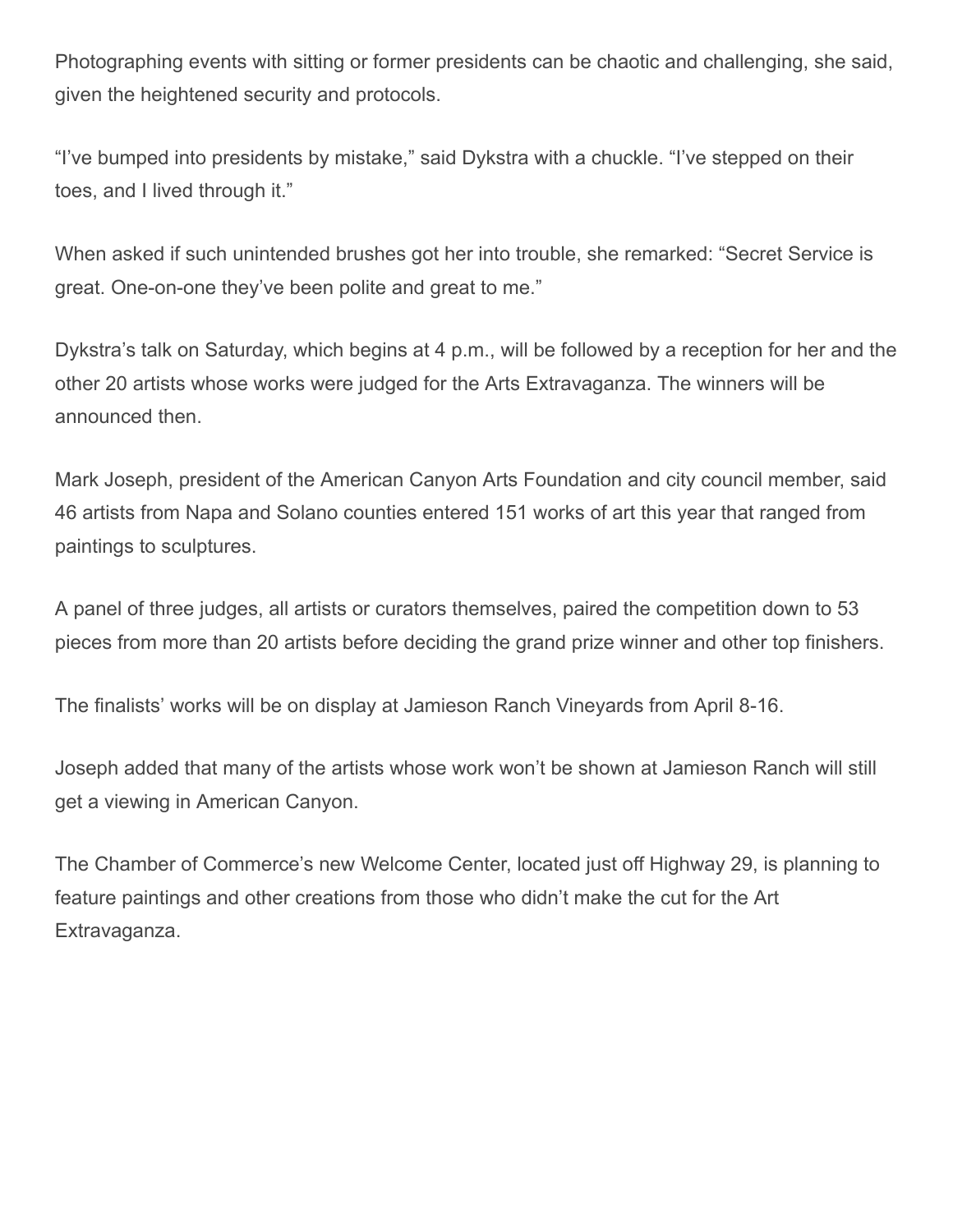Photographing events with sitting or former presidents can be chaotic and challenging, she said, given the heightened security and protocols.

"I've bumped into presidents by mistake," said Dykstra with a chuckle. "I've stepped on their toes, and I lived through it."

When asked if such unintended brushes got her into trouble, she remarked: "Secret Service is great. One-on-one they've been polite and great to me."

Dykstra's talk on Saturday, which begins at 4 p.m., will be followed by a reception for her and the other 20 artists whose works were judged for the Arts Extravaganza. The winners will be announced then.

Mark Joseph, president of the American Canyon Arts Foundation and city council member, said 46 artists from Napa and Solano counties entered 151 works of art this year that ranged from paintings to sculptures.

A panel of three judges, all artists or curators themselves, paired the competition down to 53 pieces from more than 20 artists before deciding the grand prize winner and other top finishers.

The finalists' works will be on display at Jamieson Ranch Vineyards from April 8-16.

Joseph added that many of the artists whose work won't be shown at Jamieson Ranch will still get a viewing in American Canyon.

The Chamber of Commerce's new Welcome Center, located just off Highway 29, is planning to feature paintings and other creations from those who didn't make the cut for the Art Extravaganza.